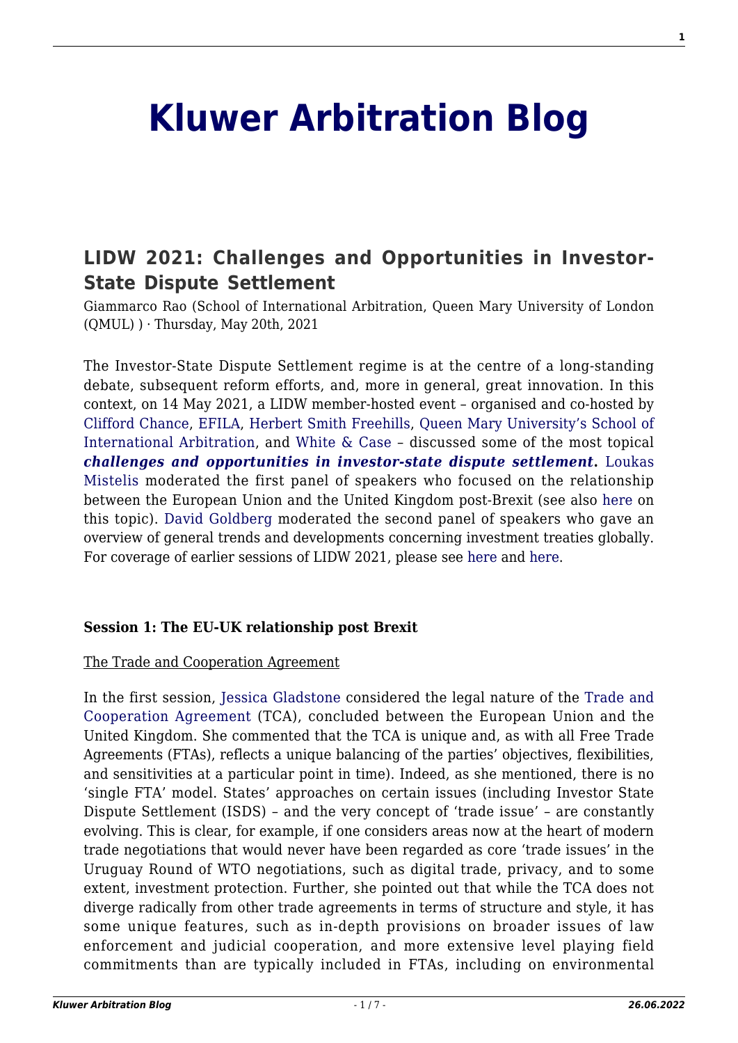# Kluwer Arbitration Blog

## LIDW 2021: Challenges and Opportunities in Investor-State Dispute Settlement

Giammarco Rao (School of International Arbitration, Queen Mary University of London (QMUL) ) · Thursday, May 20th, 2021

The Investor-State Dispute Settlement regime is at the centre of a long-standing debate, subsequent reform efforts, and, more in general, great innovation. In this context, on 14 May 2021, a LIDW member-hosted event – organised and co-hosted by Clifford Chance, EFILA, Herbert Smith Freehills, Queen Mary University's School of International Arbitration, and White & Case – discussed some of the most topical ***challenges and opportunities in investor-state dispute settlement*.** Loukas Mistelis moderated the first panel of speakers who focused on the relationship between the European Union and the United Kingdom post-Brexit (see also here on this topic). David Goldberg moderated the second panel of speakers who gave an overview of general trends and developments concerning investment treaties globally. For coverage of earlier sessions of LIDW 2021, please see here and here.

**Session 1: The EU-UK relationship post Brexit**

The Trade and Cooperation Agreement

In the first session, Jessica Gladstone considered the legal nature of the Trade and Cooperation Agreement (TCA), concluded between the European Union and the United Kingdom. She commented that the TCA is unique and, as with all Free Trade Agreements (FTAs), reflects a unique balancing of the parties' objectives, flexibilities, and sensitivities at a particular point in time). Indeed, as she mentioned, there is no 'single FTA' model. States' approaches on certain issues (including Investor State Dispute Settlement (ISDS) – and the very concept of 'trade issue' – are constantly evolving. This is clear, for example, if one considers areas now at the heart of modern trade negotiations that would never have been regarded as core 'trade issues' in the Uruguay Round of WTO negotiations, such as digital trade, privacy, and to some extent, investment protection. Further, she pointed out that while the TCA does not diverge radically from other trade agreements in terms of structure and style, it has some unique features, such as in-depth provisions on broader issues of law enforcement and judicial cooperation, and more extensive level playing field commitments than are typically included in FTAs, including on environmental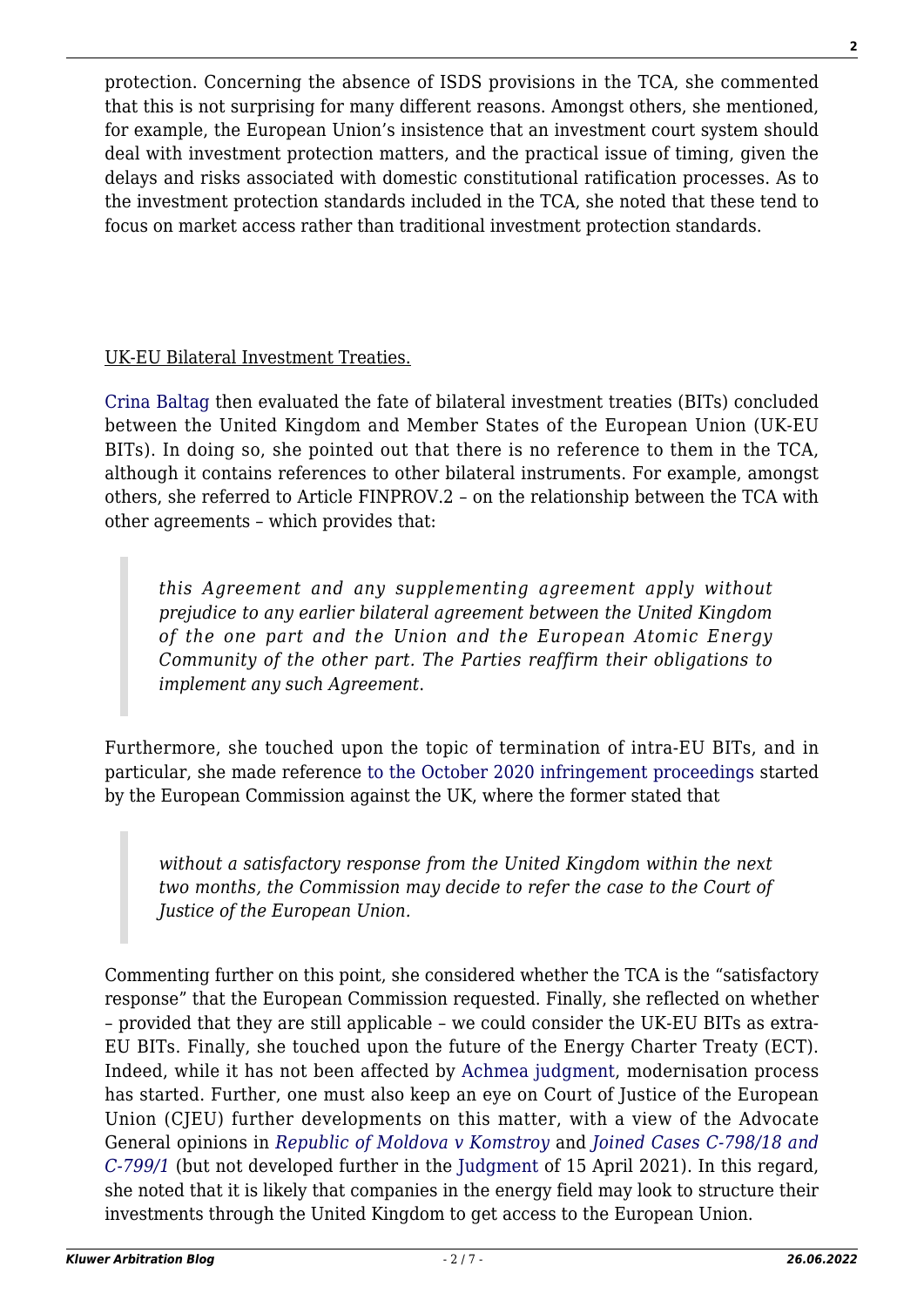protection. Concerning the absence of ISDS provisions in the TCA, she commented that this is not surprising for many different reasons. Amongst others, she mentioned, for example, the European Union's insistence that an investment court system should deal with investment protection matters, and the practical issue of timing, given the delays and risks associated with domestic constitutional ratification processes. As to the investment protection standards included in the TCA, she noted that these tend to focus on market access rather than traditional investment protection standards.

UK-EU Bilateral Investment Treaties.

Crina Baltag then evaluated the fate of bilateral investment treaties (BITs) concluded between the United Kingdom and Member States of the European Union (UK-EU BITs). In doing so, she pointed out that there is no reference to them in the TCA, although it contains references to other bilateral instruments. For example, amongst others, she referred to Article FINPROV.2 – on the relationship between the TCA with other agreements – which provides that:

> *this Agreement and any supplementing agreement apply without prejudice to any earlier bilateral agreement between the United Kingdom of the one part and the Union and the European Atomic Energy Community of the other part. The Parties reaffirm their obligations to implement any such Agreement.*

Furthermore, she touched upon the topic of termination of intra-EU BITs, and in particular, she made reference to the October 2020 infringement proceedings started by the European Commission against the UK, where the former stated that

> *without a satisfactory response from the United Kingdom within the next two months, the Commission may decide to refer the case to the Court of Justice of the European Union.*

Commenting further on this point, she considered whether the TCA is the "satisfactory response" that the European Commission requested. Finally, she reflected on whether – provided that they are still applicable – we could consider the UK-EU BITs as extra-EU BITs. Finally, she touched upon the future of the Energy Charter Treaty (ECT). Indeed, while it has not been affected by Achmea judgment, modernisation process has started. Further, one must also keep an eye on Court of Justice of the European Union (CJEU) further developments on this matter, with a view of the Advocate General opinions in *Republic of Moldova v Komstroy* and *Joined Cases C-798/18 and C-799/1* (but not developed further in the Judgment of 15 April 2021). In this regard, she noted that it is likely that companies in the energy field may look to structure their investments through the United Kingdom to get access to the European Union.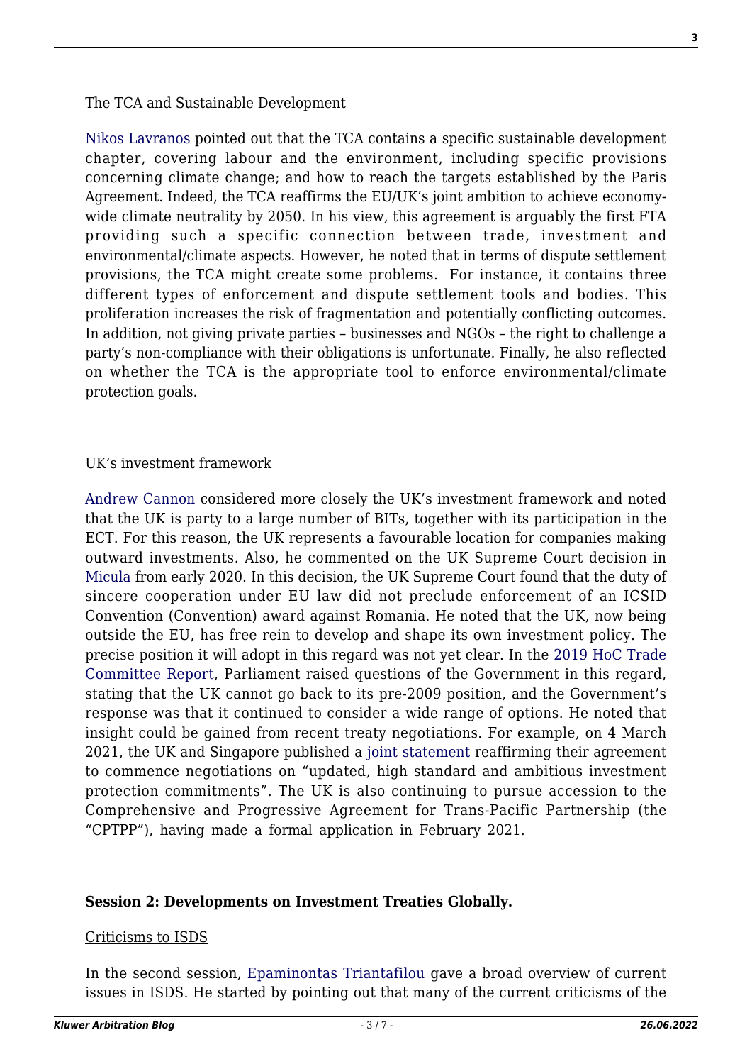The TCA and Sustainable Development

Nikos Lavranos pointed out that the TCA contains a specific sustainable development chapter, covering labour and the environment, including specific provisions concerning climate change; and how to reach the targets established by the Paris Agreement. Indeed, the TCA reaffirms the EU/UK's joint ambition to achieve economy-wide climate neutrality by 2050. In his view, this agreement is arguably the first FTA providing such a specific connection between trade, investment and environmental/climate aspects. However, he noted that in terms of dispute settlement provisions, the TCA might create some problems. For instance, it contains three different types of enforcement and dispute settlement tools and bodies. This proliferation increases the risk of fragmentation and potentially conflicting outcomes. In addition, not giving private parties – businesses and NGOs – the right to challenge a party's non-compliance with their obligations is unfortunate. Finally, he also reflected on whether the TCA is the appropriate tool to enforce environmental/climate protection goals.

UK's investment framework

Andrew Cannon considered more closely the UK's investment framework and noted that the UK is party to a large number of BITs, together with its participation in the ECT. For this reason, the UK represents a favourable location for companies making outward investments. Also, he commented on the UK Supreme Court decision in Micula from early 2020. In this decision, the UK Supreme Court found that the duty of sincere cooperation under EU law did not preclude enforcement of an ICSID Convention (Convention) award against Romania. He noted that the UK, now being outside the EU, has free rein to develop and shape its own investment policy. The precise position it will adopt in this regard was not yet clear. In the 2019 HoC Trade Committee Report, Parliament raised questions of the Government in this regard, stating that the UK cannot go back to its pre-2009 position, and the Government's response was that it continued to consider a wide range of options. He noted that insight could be gained from recent treaty negotiations. For example, on 4 March 2021, the UK and Singapore published a joint statement reaffirming their agreement to commence negotiations on "updated, high standard and ambitious investment protection commitments". The UK is also continuing to pursue accession to the Comprehensive and Progressive Agreement for Trans-Pacific Partnership (the "CPTPP"), having made a formal application in February 2021.

**Session 2: Developments on Investment Treaties Globally.**

Criticisms to ISDS

In the second session, Epaminontas Triantafilou gave a broad overview of current issues in ISDS. He started by pointing out that many of the current criticisms of the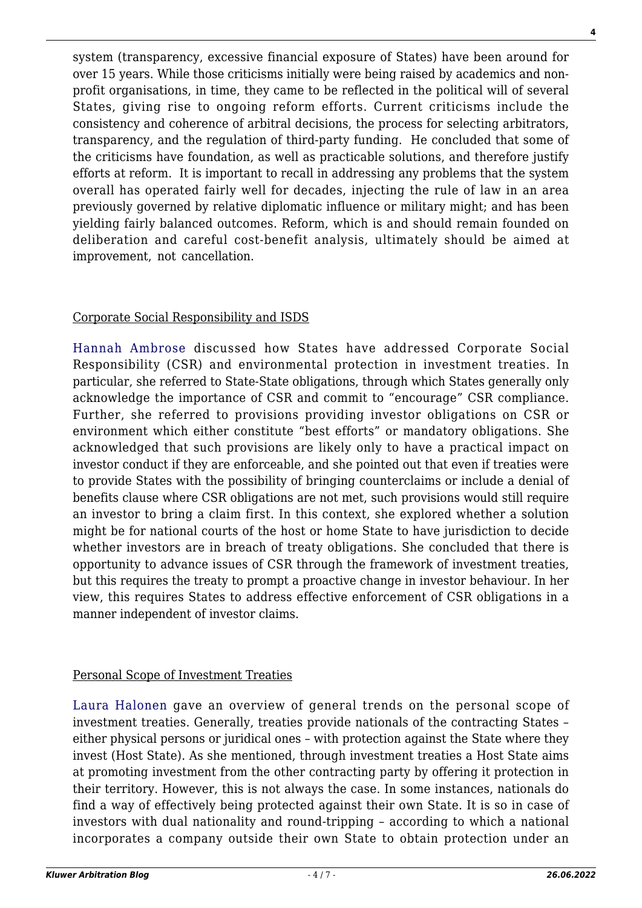system (transparency, excessive financial exposure of States) have been around for over 15 years. While those criticisms initially were being raised by academics and non-profit organisations, in time, they came to be reflected in the political will of several States, giving rise to ongoing reform efforts. Current criticisms include the consistency and coherence of arbitral decisions, the process for selecting arbitrators, transparency, and the regulation of third-party funding. He concluded that some of the criticisms have foundation, as well as practicable solutions, and therefore justify efforts at reform. It is important to recall in addressing any problems that the system overall has operated fairly well for decades, injecting the rule of law in an area previously governed by relative diplomatic influence or military might; and has been yielding fairly balanced outcomes. Reform, which is and should remain founded on deliberation and careful cost-benefit analysis, ultimately should be aimed at improvement, not cancellation.

## Corporate Social Responsibility and ISDS

Hannah Ambrose discussed how States have addressed Corporate Social Responsibility (CSR) and environmental protection in investment treaties. In particular, she referred to State-State obligations, through which States generally only acknowledge the importance of CSR and commit to "encourage" CSR compliance. Further, she referred to provisions providing investor obligations on CSR or environment which either constitute "best efforts" or mandatory obligations. She acknowledged that such provisions are likely only to have a practical impact on investor conduct if they are enforceable, and she pointed out that even if treaties were to provide States with the possibility of bringing counterclaims or include a denial of benefits clause where CSR obligations are not met, such provisions would still require an investor to bring a claim first. In this context, she explored whether a solution might be for national courts of the host or home State to have jurisdiction to decide whether investors are in breach of treaty obligations. She concluded that there is opportunity to advance issues of CSR through the framework of investment treaties, but this requires the treaty to prompt a proactive change in investor behaviour. In her view, this requires States to address effective enforcement of CSR obligations in a manner independent of investor claims.

## Personal Scope of Investment Treaties

Laura Halonen gave an overview of general trends on the personal scope of investment treaties. Generally, treaties provide nationals of the contracting States – either physical persons or juridical ones – with protection against the State where they invest (Host State). As she mentioned, through investment treaties a Host State aims at promoting investment from the other contracting party by offering it protection in their territory. However, this is not always the case. In some instances, nationals do find a way of effectively being protected against their own State. It is so in case of investors with dual nationality and round-tripping – according to which a national incorporates a company outside their own State to obtain protection under an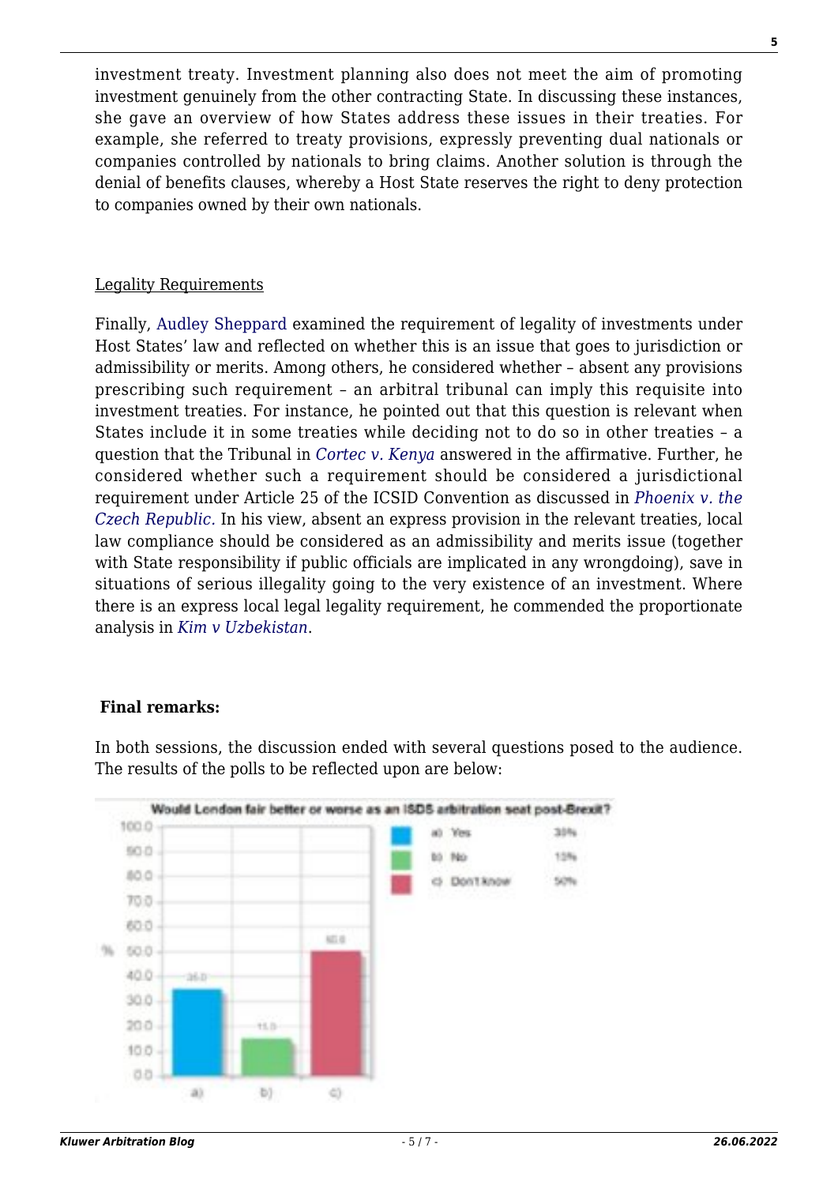investment treaty. Investment planning also does not meet the aim of promoting investment genuinely from the other contracting State. In discussing these instances, she gave an overview of how States address these issues in their treaties. For example, she referred to treaty provisions, expressly preventing dual nationals or companies controlled by nationals to bring claims. Another solution is through the denial of benefits clauses, whereby a Host State reserves the right to deny protection to companies owned by their own nationals.

Legality Requirements

Finally, Audley Sheppard examined the requirement of legality of investments under Host States' law and reflected on whether this is an issue that goes to jurisdiction or admissibility or merits. Among others, he considered whether – absent any provisions prescribing such requirement – an arbitral tribunal can imply this requisite into investment treaties. For instance, he pointed out that this question is relevant when States include it in some treaties while deciding not to do so in other treaties – a question that the Tribunal in *Cortec v. Kenya* answered in the affirmative. Further, he considered whether such a requirement should be considered a jurisdictional requirement under Article 25 of the ICSID Convention as discussed in *Phoenix v. the Czech Republic.* In his view, absent an express provision in the relevant treaties, local law compliance should be considered as an admissibility and merits issue (together with State responsibility if public officials are implicated in any wrongdoing), save in situations of serious illegality going to the very existence of an investment. Where there is an express local legal legality requirement, he commended the proportionate analysis in *Kim v Uzbekistan*.

**Final remarks:**

In both sessions, the discussion ended with several questions posed to the audience. The results of the polls to be reflected upon are below: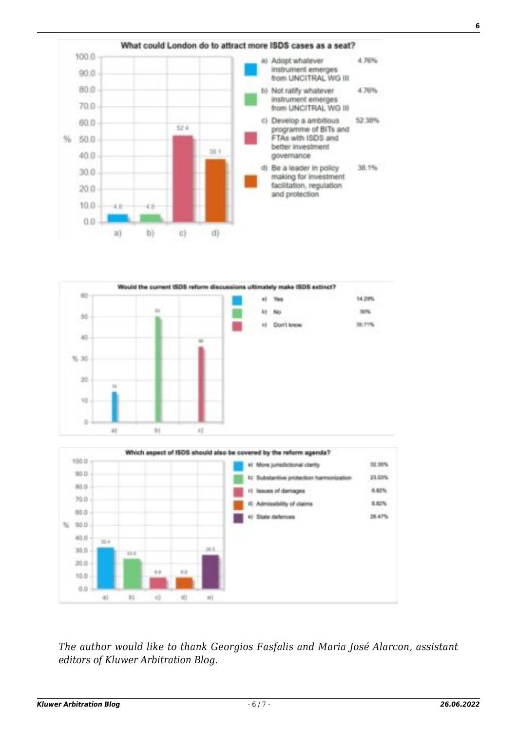**What could London do to attract more ISDS cases as a seat?**

| Option | % |
|---|---|
| a) Adopt whatever instrument emerges from UNCITRAL WG III | 4.76% |
| b) Not ratify whatever instrument emerges from UNCITRAL WG III | 4.76% |
| c) Develop a ambitious programme of BITs and FTAs with ISDS and better investment governance | 52.38% |
| d) Be a leader in policy making for investment facilitation, regulation and protection | 38.1% |

**Would the current ISDS reform discussions ultimately make ISDS extinct?**

| Option | % |
|---|---|
| a) Yes | 14.29% |
| b) No | 50% |
| c) Don't know | 35.71% |

**Which aspect of ISDS should also be covered by the reform agenda?**

| Option | % |
|---|---|
| a) More jurisdictional clarity | 32.35% |
| b) Substantive protection harmonization | 23.53% |
| c) Issues of damages | 8.82% |
| d) Admissibility of claims | 8.82% |
| e) State defences | 26.47% |

*The author would like to thank Georgios Fasfalis and Maria José Alarcon, assistant editors of Kluwer Arbitration Blog.*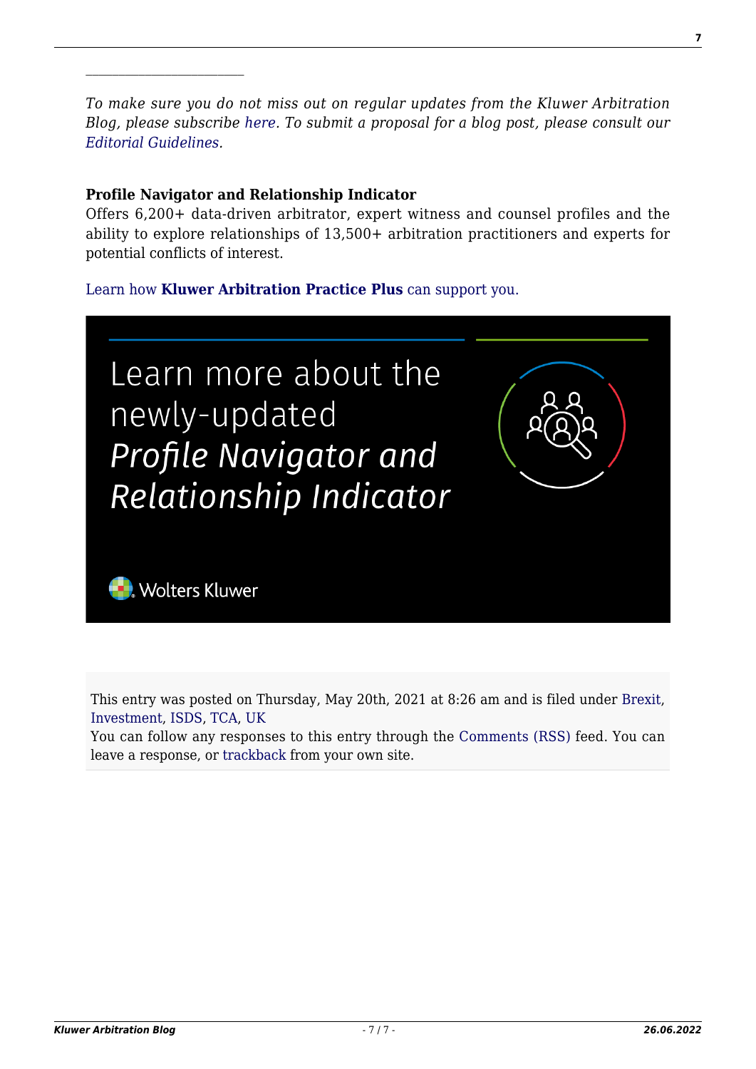---

*To make sure you do not miss out on regular updates from the Kluwer Arbitration Blog, please subscribe here. To submit a proposal for a blog post, please consult our Editorial Guidelines.*

**Profile Navigator and Relationship Indicator**
Offers 6,200+ data-driven arbitrator, expert witness and counsel profiles and the ability to explore relationships of 13,500+ arbitration practitioners and experts for potential conflicts of interest.

Learn how **Kluwer Arbitration Practice Plus** can support you.

Learn more about the newly-updated *Profile Navigator and Relationship Indicator*

Wolters Kluwer

This entry was posted on Thursday, May 20th, 2021 at 8:26 am and is filed under Brexit, Investment, ISDS, TCA, UK
You can follow any responses to this entry through the Comments (RSS) feed. You can leave a response, or trackback from your own site.